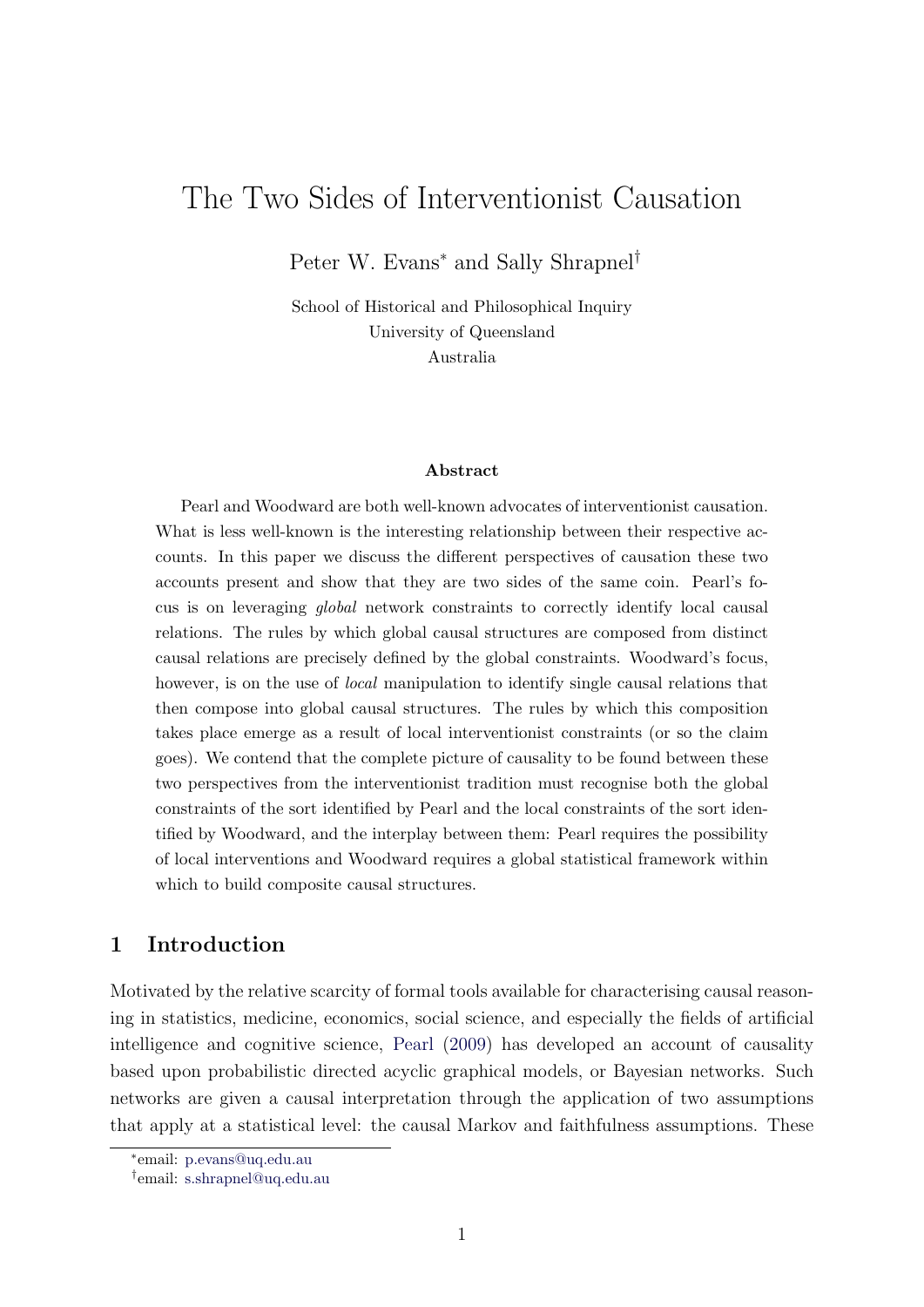# The Two Sides of Interventionist Causation

Peter W. Evans[*] and Sally Shrapnel[†]

School of Historical and Philosophical Inquiry
University of Queensland
Australia

### Abstract

Pearl and Woodward are both well-known advocates of interventionist causation. What is less well-known is the interesting relationship between their respective accounts. In this paper we discuss the different perspectives of causation these two accounts present and show that they are two sides of the same coin. Pearl's focus is on leveraging *global* network constraints to correctly identify local causal relations. The rules by which global causal structures are composed from distinct causal relations are precisely defined by the global constraints. Woodward's focus, however, is on the use of *local* manipulation to identify single causal relations that then compose into global causal structures. The rules by which this composition takes place emerge as a result of local interventionist constraints (or so the claim goes). We contend that the complete picture of causality to be found between these two perspectives from the interventionist tradition must recognise both the global constraints of the sort identified by Pearl and the local constraints of the sort identified by Woodward, and the interplay between them: Pearl requires the possibility of local interventions and Woodward requires a global statistical framework within which to build composite causal structures.

## 1 Introduction

Motivated by the relative scarcity of formal tools available for characterising causal reasoning in statistics, medicine, economics, social science, and especially the fields of artificial intelligence and cognitive science, Pearl (2009) has developed an account of causality based upon probabilistic directed acyclic graphical models, or Bayesian networks. Such networks are given a causal interpretation through the application of two assumptions that apply at a statistical level: the causal Markov and faithfulness assumptions. These

[*]email: p.evans@uq.edu.au
[†]email: s.shrapnel@uq.edu.au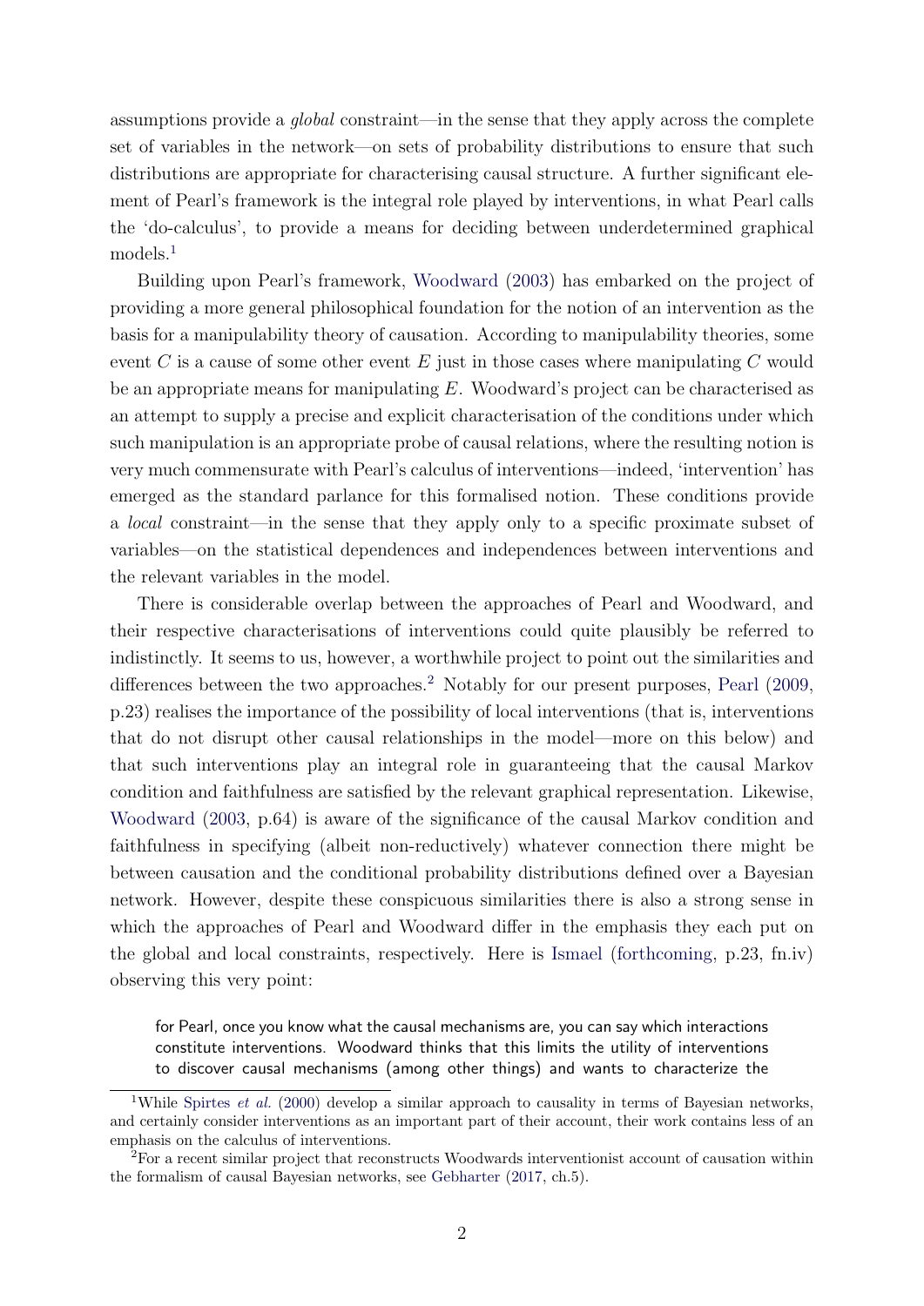assumptions provide a *global* constraint—in the sense that they apply across the complete set of variables in the network—on sets of probability distributions to ensure that such distributions are appropriate for characterising causal structure. A further significant element of Pearl's framework is the integral role played by interventions, in what Pearl calls the 'do-calculus', to provide a means for deciding between underdetermined graphical models.[1]

Building upon Pearl's framework, Woodward (2003) has embarked on the project of providing a more general philosophical foundation for the notion of an intervention as the basis for a manipulability theory of causation. According to manipulability theories, some event $C$ is a cause of some other event $E$ just in those cases where manipulating $C$ would be an appropriate means for manipulating $E$. Woodward's project can be characterised as an attempt to supply a precise and explicit characterisation of the conditions under which such manipulation is an appropriate probe of causal relations, where the resulting notion is very much commensurate with Pearl's calculus of interventions—indeed, 'intervention' has emerged as the standard parlance for this formalised notion. These conditions provide a *local* constraint—in the sense that they apply only to a specific proximate subset of variables—on the statistical dependences and independences between interventions and the relevant variables in the model.

There is considerable overlap between the approaches of Pearl and Woodward, and their respective characterisations of interventions could quite plausibly be referred to indistinctly. It seems to us, however, a worthwhile project to point out the similarities and differences between the two approaches.[2] Notably for our present purposes, Pearl (2009, p.23) realises the importance of the possibility of local interventions (that is, interventions that do not disrupt other causal relationships in the model—more on this below) and that such interventions play an integral role in guaranteeing that the causal Markov condition and faithfulness are satisfied by the relevant graphical representation. Likewise, Woodward (2003, p.64) is aware of the significance of the causal Markov condition and faithfulness in specifying (albeit non-reductively) whatever connection there might be between causation and the conditional probability distributions defined over a Bayesian network. However, despite these conspicuous similarities there is also a strong sense in which the approaches of Pearl and Woodward differ in the emphasis they each put on the global and local constraints, respectively. Here is Ismael (forthcoming, p.23, fn.iv) observing this very point:

> for Pearl, once you know what the causal mechanisms are, you can say which interactions constitute interventions. Woodward thinks that this limits the utility of interventions to discover causal mechanisms (among other things) and wants to characterize the

[1] While Spirtes *et al.* (2000) develop a similar approach to causality in terms of Bayesian networks, and certainly consider interventions as an important part of their account, their work contains less of an emphasis on the calculus of interventions.

[2] For a recent similar project that reconstructs Woodwards interventionist account of causation within the formalism of causal Bayesian networks, see Gebharter (2017, ch.5).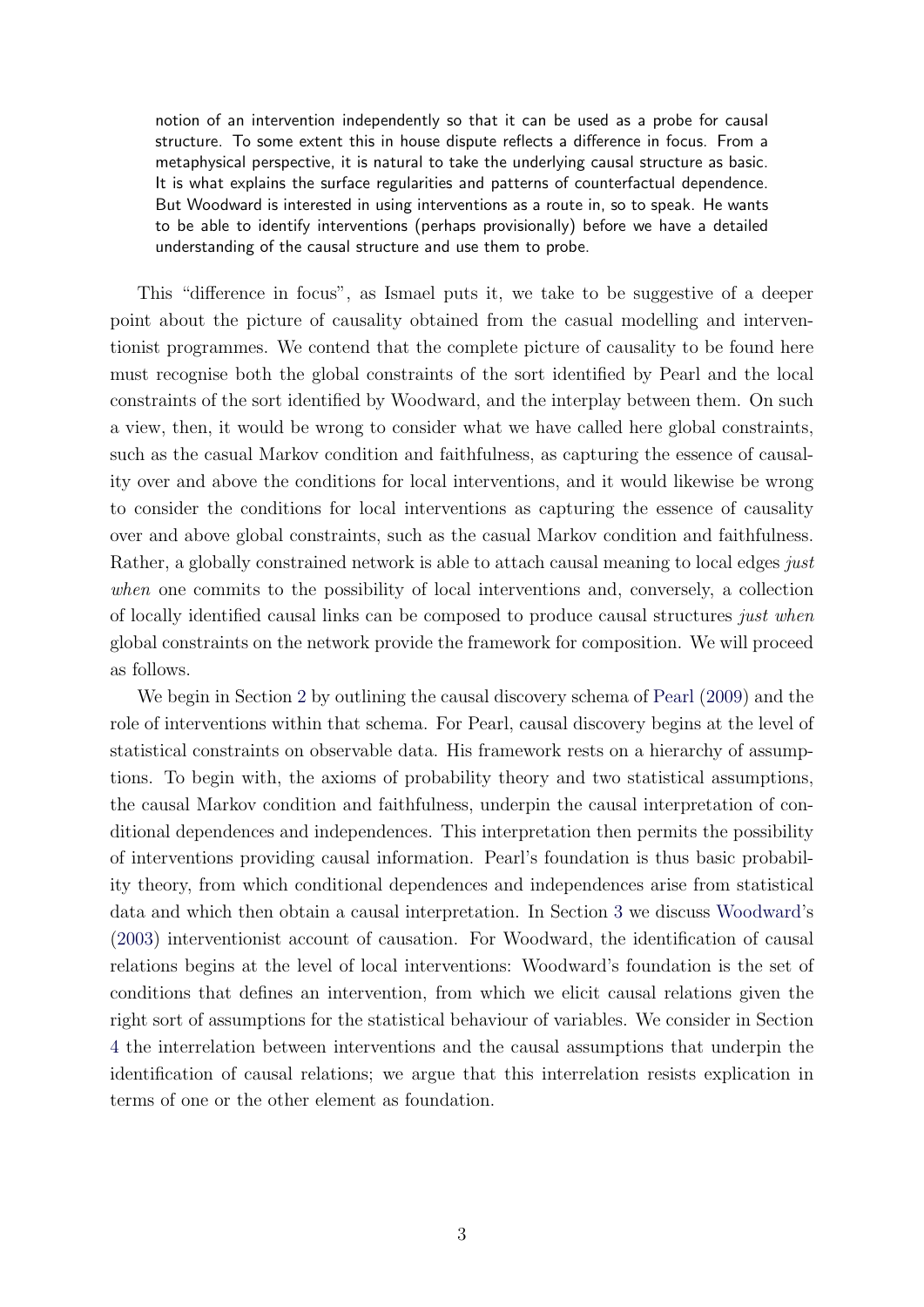> notion of an intervention independently so that it can be used as a probe for causal structure. To some extent this in house dispute reflects a difference in focus. From a metaphysical perspective, it is natural to take the underlying causal structure as basic. It is what explains the surface regularities and patterns of counterfactual dependence. But Woodward is interested in using interventions as a route in, so to speak. He wants to be able to identify interventions (perhaps provisionally) before we have a detailed understanding of the causal structure and use them to probe.

This "difference in focus", as Ismael puts it, we take to be suggestive of a deeper point about the picture of causality obtained from the casual modelling and interventionist programmes. We contend that the complete picture of causality to be found here must recognise both the global constraints of the sort identified by Pearl and the local constraints of the sort identified by Woodward, and the interplay between them. On such a view, then, it would be wrong to consider what we have called here global constraints, such as the casual Markov condition and faithfulness, as capturing the essence of causality over and above the conditions for local interventions, and it would likewise be wrong to consider the conditions for local interventions as capturing the essence of causality over and above global constraints, such as the casual Markov condition and faithfulness. Rather, a globally constrained network is able to attach causal meaning to local edges *just when* one commits to the possibility of local interventions and, conversely, a collection of locally identified causal links can be composed to produce causal structures *just when* global constraints on the network provide the framework for composition. We will proceed as follows.

We begin in Section 2 by outlining the causal discovery schema of Pearl (2009) and the role of interventions within that schema. For Pearl, causal discovery begins at the level of statistical constraints on observable data. His framework rests on a hierarchy of assumptions. To begin with, the axioms of probability theory and two statistical assumptions, the causal Markov condition and faithfulness, underpin the causal interpretation of conditional dependences and independences. This interpretation then permits the possibility of interventions providing causal information. Pearl's foundation is thus basic probability theory, from which conditional dependences and independences arise from statistical data and which then obtain a causal interpretation. In Section 3 we discuss Woodward's (2003) interventionist account of causation. For Woodward, the identification of causal relations begins at the level of local interventions: Woodward's foundation is the set of conditions that defines an intervention, from which we elicit causal relations given the right sort of assumptions for the statistical behaviour of variables. We consider in Section 4 the interrelation between interventions and the causal assumptions that underpin the identification of causal relations; we argue that this interrelation resists explication in terms of one or the other element as foundation.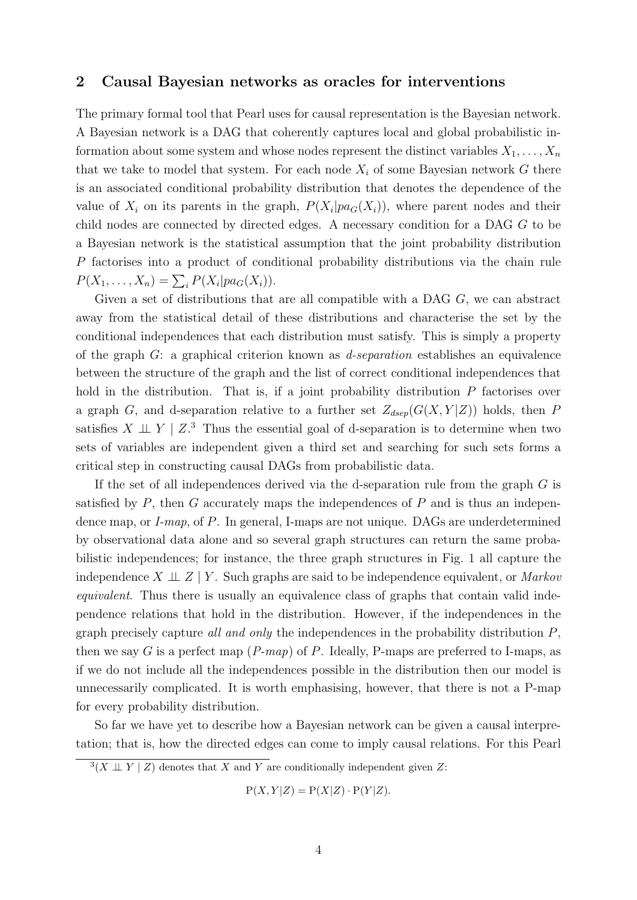## 2 Causal Bayesian networks as oracles for interventions

The primary formal tool that Pearl uses for causal representation is the Bayesian network. A Bayesian network is a DAG that coherently captures local and global probabilistic information about some system and whose nodes represent the distinct variables $X_1, \ldots, X_n$ that we take to model that system. For each node $X_i$ of some Bayesian network $G$ there is an associated conditional probability distribution that denotes the dependence of the value of $X_i$ on its parents in the graph, $P(X_i|pa_G(X_i))$, where parent nodes and their child nodes are connected by directed edges. A necessary condition for a DAG $G$ to be a Bayesian network is the statistical assumption that the joint probability distribution $P$ factorises into a product of conditional probability distributions via the chain rule $P(X_1, \ldots, X_n) = \sum_i P(X_i|pa_G(X_i))$.

Given a set of distributions that are all compatible with a DAG $G$, we can abstract away from the statistical detail of these distributions and characterise the set by the conditional independences that each distribution must satisfy. This is simply a property of the graph $G$: a graphical criterion known as *d-separation* establishes an equivalence between the structure of the graph and the list of correct conditional independences that hold in the distribution. That is, if a joint probability distribution $P$ factorises over a graph $G$, and d-separation relative to a further set $Z_{dsep}(G(X, Y|Z))$ holds, then $P$ satisfies $X \perp\!\!\!\perp Y \mid Z$.[3] Thus the essential goal of d-separation is to determine when two sets of variables are independent given a third set and searching for such sets forms a critical step in constructing causal DAGs from probabilistic data.

If the set of all independences derived via the d-separation rule from the graph $G$ is satisfied by $P$, then $G$ accurately maps the independences of $P$ and is thus an independence map, or *I-map*, of $P$. In general, I-maps are not unique. DAGs are underdetermined by observational data alone and so several graph structures can return the same probabilistic independences; for instance, the three graph structures in Fig. 1 all capture the independence $X \perp\!\!\!\perp Z \mid Y$. Such graphs are said to be independence equivalent, or *Markov equivalent*. Thus there is usually an equivalence class of graphs that contain valid independence relations that hold in the distribution. However, if the independences in the graph precisely capture *all and only* the independences in the probability distribution $P$, then we say $G$ is a perfect map (*P-map*) of $P$. Ideally, P-maps are preferred to I-maps, as if we do not include all the independences possible in the distribution then our model is unnecessarily complicated. It is worth emphasising, however, that there is not a P-map for every probability distribution.

So far we have yet to describe how a Bayesian network can be given a causal interpretation; that is, how the directed edges can come to imply causal relations. For this Pearl

[3] $(X \perp\!\!\!\perp Y \mid Z)$ denotes that $X$ and $Y$ are conditionally independent given $Z$:

$$\mathrm{P}(X, Y|Z) = \mathrm{P}(X|Z) \cdot \mathrm{P}(Y|Z).$$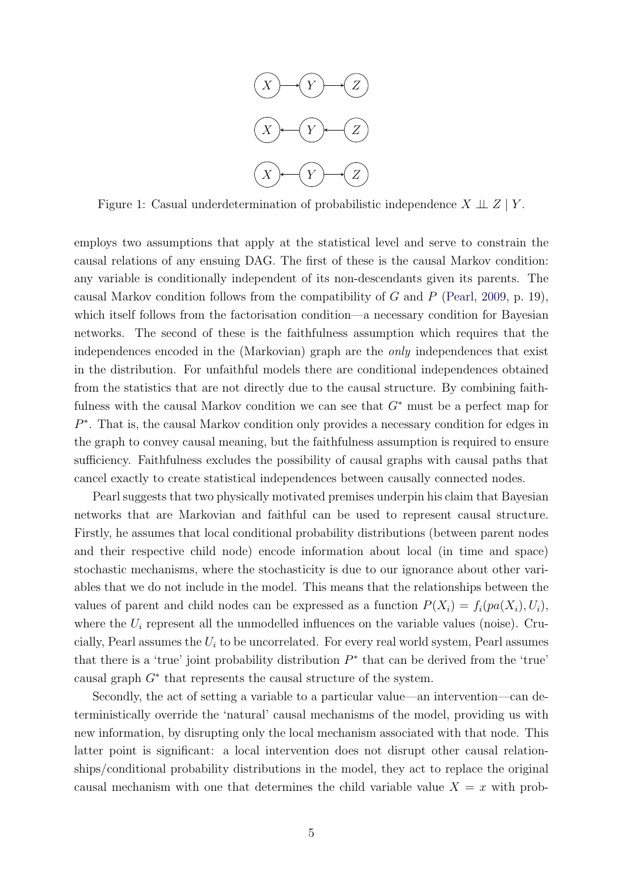Figure 1: Casual underdetermination of probabilistic independence $X \perp\!\!\!\perp Z \mid Y$.

employs two assumptions that apply at the statistical level and serve to constrain the causal relations of any ensuing DAG. The first of these is the causal Markov condition: any variable is conditionally independent of its non-descendants given its parents. The causal Markov condition follows from the compatibility of $G$ and $P$ (Pearl, 2009, p. 19), which itself follows from the factorisation condition—a necessary condition for Bayesian networks. The second of these is the faithfulness assumption which requires that the independences encoded in the (Markovian) graph are the *only* independences that exist in the distribution. For unfaithful models there are conditional independences obtained from the statistics that are not directly due to the causal structure. By combining faithfulness with the causal Markov condition we can see that $G^*$ must be a perfect map for $P^*$. That is, the causal Markov condition only provides a necessary condition for edges in the graph to convey causal meaning, but the faithfulness assumption is required to ensure sufficiency. Faithfulness excludes the possibility of causal graphs with causal paths that cancel exactly to create statistical independences between causally connected nodes.

Pearl suggests that two physically motivated premises underpin his claim that Bayesian networks that are Markovian and faithful can be used to represent causal structure. Firstly, he assumes that local conditional probability distributions (between parent nodes and their respective child node) encode information about local (in time and space) stochastic mechanisms, where the stochasticity is due to our ignorance about other variables that we do not include in the model. This means that the relationships between the values of parent and child nodes can be expressed as a function $P(X_i) = f_i(pa(X_i), U_i)$, where the $U_i$ represent all the unmodelled influences on the variable values (noise). Crucially, Pearl assumes the $U_i$ to be uncorrelated. For every real world system, Pearl assumes that there is a 'true' joint probability distribution $P^*$ that can be derived from the 'true' causal graph $G^*$ that represents the causal structure of the system.

Secondly, the act of setting a variable to a particular value—an intervention—can deterministically override the 'natural' causal mechanisms of the model, providing us with new information, by disrupting only the local mechanism associated with that node. This latter point is significant: a local intervention does not disrupt other causal relationships/conditional probability distributions in the model, they act to replace the original causal mechanism with one that determines the child variable value $X = x$ with prob-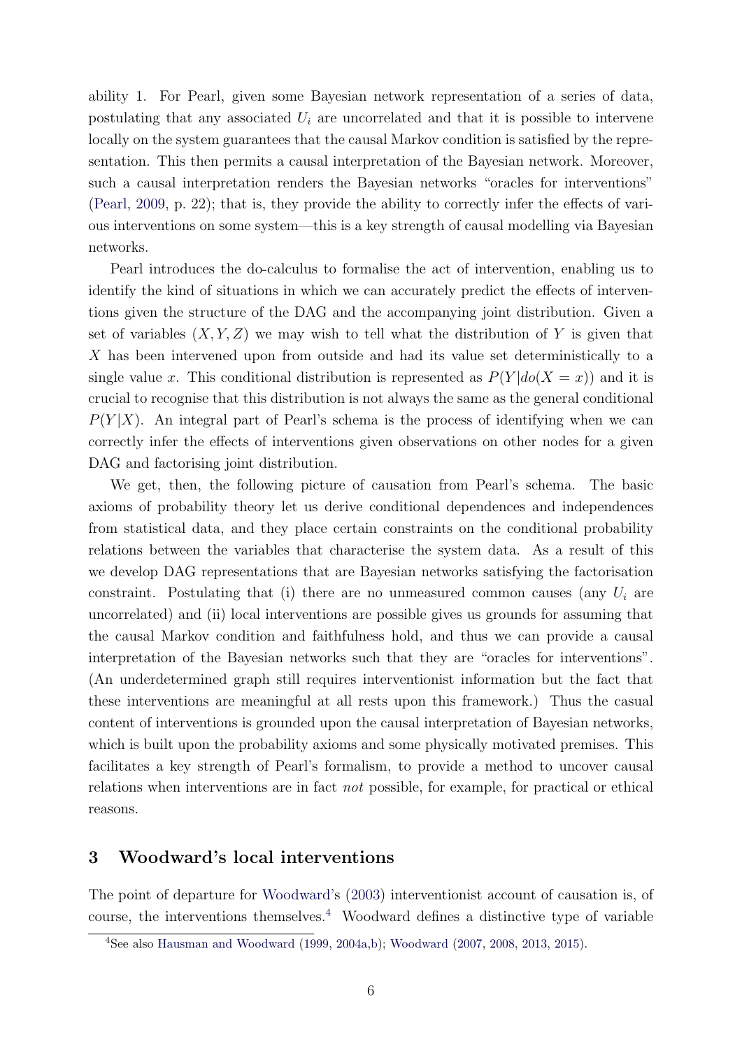ability 1. For Pearl, given some Bayesian network representation of a series of data, postulating that any associated $U_i$ are uncorrelated and that it is possible to intervene locally on the system guarantees that the causal Markov condition is satisfied by the representation. This then permits a causal interpretation of the Bayesian network. Moreover, such a causal interpretation renders the Bayesian networks "oracles for interventions" (Pearl, 2009, p. 22); that is, they provide the ability to correctly infer the effects of various interventions on some system—this is a key strength of causal modelling via Bayesian networks.

Pearl introduces the do-calculus to formalise the act of intervention, enabling us to identify the kind of situations in which we can accurately predict the effects of interventions given the structure of the DAG and the accompanying joint distribution. Given a set of variables $(X, Y, Z)$ we may wish to tell what the distribution of $Y$ is given that $X$ has been intervened upon from outside and had its value set deterministically to a single value $x$. This conditional distribution is represented as $P(Y|do(X = x))$ and it is crucial to recognise that this distribution is not always the same as the general conditional $P(Y|X)$. An integral part of Pearl's schema is the process of identifying when we can correctly infer the effects of interventions given observations on other nodes for a given DAG and factorising joint distribution.

We get, then, the following picture of causation from Pearl's schema. The basic axioms of probability theory let us derive conditional dependences and independences from statistical data, and they place certain constraints on the conditional probability relations between the variables that characterise the system data. As a result of this we develop DAG representations that are Bayesian networks satisfying the factorisation constraint. Postulating that (i) there are no unmeasured common causes (any $U_i$ are uncorrelated) and (ii) local interventions are possible gives us grounds for assuming that the causal Markov condition and faithfulness hold, and thus we can provide a causal interpretation of the Bayesian networks such that they are "oracles for interventions". (An underdetermined graph still requires interventionist information but the fact that these interventions are meaningful at all rests upon this framework.) Thus the casual content of interventions is grounded upon the causal interpretation of Bayesian networks, which is built upon the probability axioms and some physically motivated premises. This facilitates a key strength of Pearl's formalism, to provide a method to uncover causal relations when interventions are in fact *not* possible, for example, for practical or ethical reasons.

## 3 Woodward's local interventions

The point of departure for Woodward's (2003) interventionist account of causation is, of course, the interventions themselves.[4] Woodward defines a distinctive type of variable

[4] See also Hausman and Woodward (1999, 2004a,b); Woodward (2007, 2008, 2013, 2015).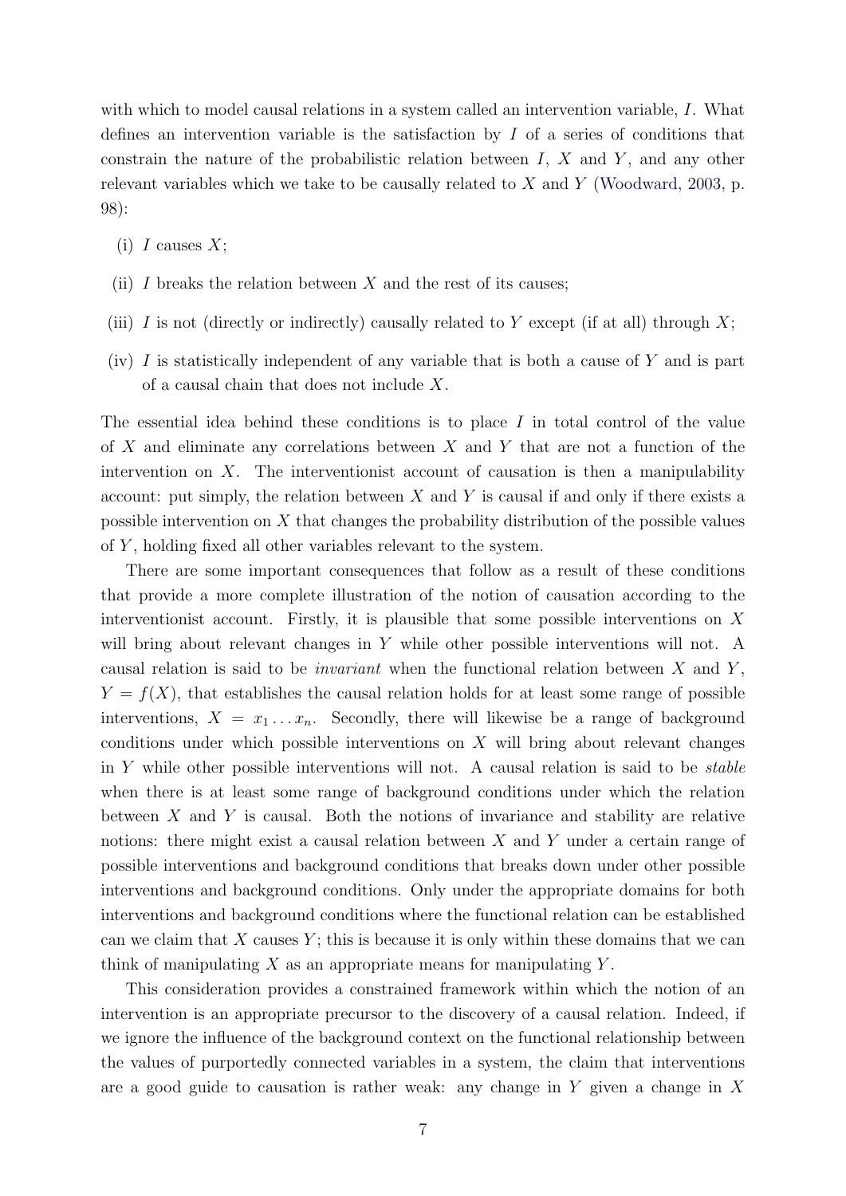with which to model causal relations in a system called an intervention variable, $I$. What defines an intervention variable is the satisfaction by $I$ of a series of conditions that constrain the nature of the probabilistic relation between $I$, $X$ and $Y$, and any other relevant variables which we take to be causally related to $X$ and $Y$ (Woodward, 2003, p. 98):

(i) $I$ causes $X$;

(ii) $I$ breaks the relation between $X$ and the rest of its causes;

(iii) $I$ is not (directly or indirectly) causally related to $Y$ except (if at all) through $X$;

(iv) $I$ is statistically independent of any variable that is both a cause of $Y$ and is part of a causal chain that does not include $X$.

The essential idea behind these conditions is to place $I$ in total control of the value of $X$ and eliminate any correlations between $X$ and $Y$ that are not a function of the intervention on $X$. The interventionist account of causation is then a manipulability account: put simply, the relation between $X$ and $Y$ is causal if and only if there exists a possible intervention on $X$ that changes the probability distribution of the possible values of $Y$, holding fixed all other variables relevant to the system.

There are some important consequences that follow as a result of these conditions that provide a more complete illustration of the notion of causation according to the interventionist account. Firstly, it is plausible that some possible interventions on $X$ will bring about relevant changes in $Y$ while other possible interventions will not. A causal relation is said to be *invariant* when the functional relation between $X$ and $Y$, $Y = f(X)$, that establishes the causal relation holds for at least some range of possible interventions, $X = x_1 \ldots x_n$. Secondly, there will likewise be a range of background conditions under which possible interventions on $X$ will bring about relevant changes in $Y$ while other possible interventions will not. A causal relation is said to be *stable* when there is at least some range of background conditions under which the relation between $X$ and $Y$ is causal. Both the notions of invariance and stability are relative notions: there might exist a causal relation between $X$ and $Y$ under a certain range of possible interventions and background conditions that breaks down under other possible interventions and background conditions. Only under the appropriate domains for both interventions and background conditions where the functional relation can be established can we claim that $X$ causes $Y$; this is because it is only within these domains that we can think of manipulating $X$ as an appropriate means for manipulating $Y$.

This consideration provides a constrained framework within which the notion of an intervention is an appropriate precursor to the discovery of a causal relation. Indeed, if we ignore the influence of the background context on the functional relationship between the values of purportedly connected variables in a system, the claim that interventions are a good guide to causation is rather weak: any change in $Y$ given a change in $X$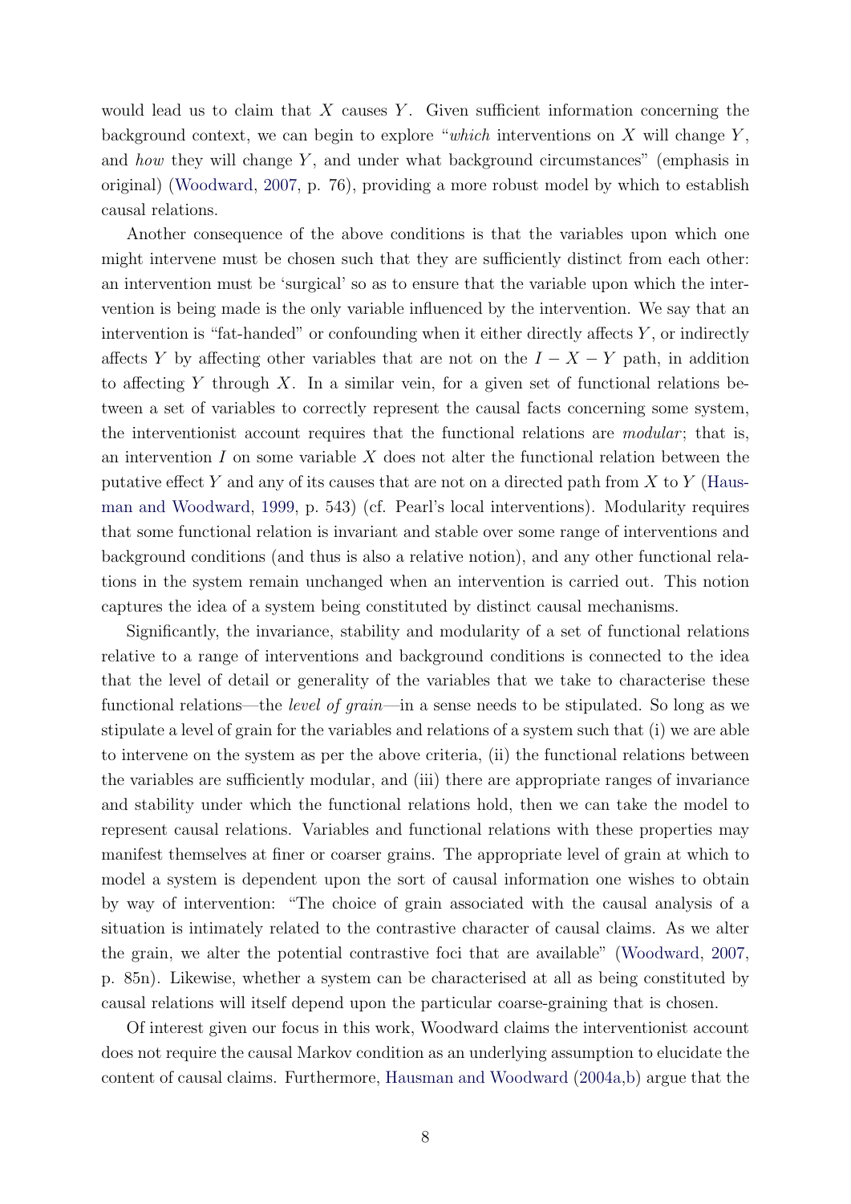would lead us to claim that $X$ causes $Y$. Given sufficient information concerning the background context, we can begin to explore "*which* interventions on $X$ will change $Y$, and *how* they will change $Y$, and under what background circumstances" (emphasis in original) (Woodward, 2007, p. 76), providing a more robust model by which to establish causal relations.

Another consequence of the above conditions is that the variables upon which one might intervene must be chosen such that they are sufficiently distinct from each other: an intervention must be 'surgical' so as to ensure that the variable upon which the intervention is being made is the only variable influenced by the intervention. We say that an intervention is "fat-handed" or confounding when it either directly affects $Y$, or indirectly affects $Y$ by affecting other variables that are not on the $I - X - Y$ path, in addition to affecting $Y$ through $X$. In a similar vein, for a given set of functional relations between a set of variables to correctly represent the causal facts concerning some system, the interventionist account requires that the functional relations are *modular*; that is, an intervention $I$ on some variable $X$ does not alter the functional relation between the putative effect $Y$ and any of its causes that are not on a directed path from $X$ to $Y$ (Hausman and Woodward, 1999, p. 543) (cf. Pearl's local interventions). Modularity requires that some functional relation is invariant and stable over some range of interventions and background conditions (and thus is also a relative notion), and any other functional relations in the system remain unchanged when an intervention is carried out. This notion captures the idea of a system being constituted by distinct causal mechanisms.

Significantly, the invariance, stability and modularity of a set of functional relations relative to a range of interventions and background conditions is connected to the idea that the level of detail or generality of the variables that we take to characterise these functional relations—the *level of grain*—in a sense needs to be stipulated. So long as we stipulate a level of grain for the variables and relations of a system such that (i) we are able to intervene on the system as per the above criteria, (ii) the functional relations between the variables are sufficiently modular, and (iii) there are appropriate ranges of invariance and stability under which the functional relations hold, then we can take the model to represent causal relations. Variables and functional relations with these properties may manifest themselves at finer or coarser grains. The appropriate level of grain at which to model a system is dependent upon the sort of causal information one wishes to obtain by way of intervention: "The choice of grain associated with the causal analysis of a situation is intimately related to the contrastive character of causal claims. As we alter the grain, we alter the potential contrastive foci that are available" (Woodward, 2007, p. 85n). Likewise, whether a system can be characterised at all as being constituted by causal relations will itself depend upon the particular coarse-graining that is chosen.

Of interest given our focus in this work, Woodward claims the interventionist account does not require the causal Markov condition as an underlying assumption to elucidate the content of causal claims. Furthermore, Hausman and Woodward (2004a,b) argue that the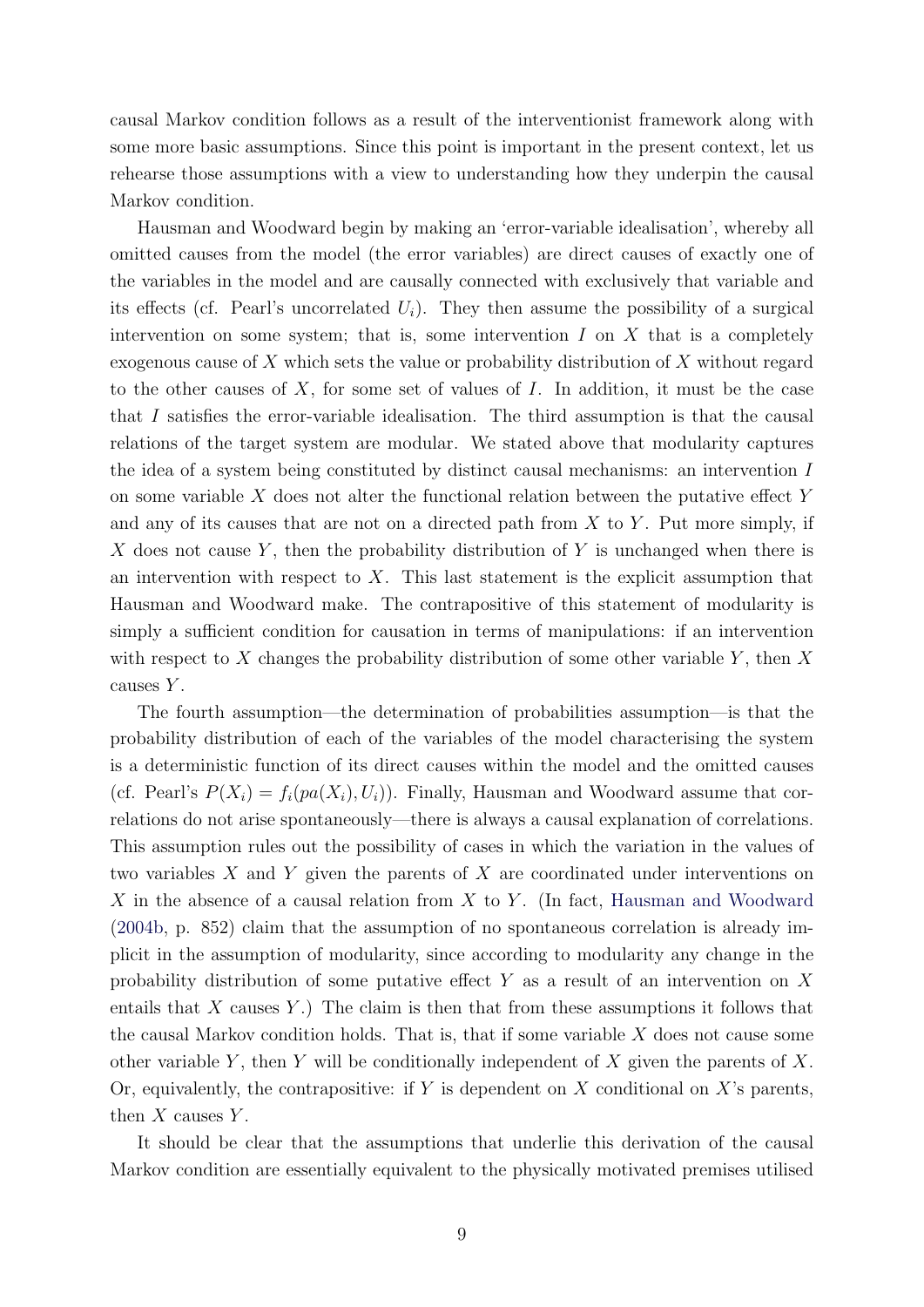causal Markov condition follows as a result of the interventionist framework along with some more basic assumptions. Since this point is important in the present context, let us rehearse those assumptions with a view to understanding how they underpin the causal Markov condition.

Hausman and Woodward begin by making an 'error-variable idealisation', whereby all omitted causes from the model (the error variables) are direct causes of exactly one of the variables in the model and are causally connected with exclusively that variable and its effects (cf. Pearl's uncorrelated $U_i$). They then assume the possibility of a surgical intervention on some system; that is, some intervention $I$ on $X$ that is a completely exogenous cause of $X$ which sets the value or probability distribution of $X$ without regard to the other causes of $X$, for some set of values of $I$. In addition, it must be the case that $I$ satisfies the error-variable idealisation. The third assumption is that the causal relations of the target system are modular. We stated above that modularity captures the idea of a system being constituted by distinct causal mechanisms: an intervention $I$ on some variable $X$ does not alter the functional relation between the putative effect $Y$ and any of its causes that are not on a directed path from $X$ to $Y$. Put more simply, if $X$ does not cause $Y$, then the probability distribution of $Y$ is unchanged when there is an intervention with respect to $X$. This last statement is the explicit assumption that Hausman and Woodward make. The contrapositive of this statement of modularity is simply a sufficient condition for causation in terms of manipulations: if an intervention with respect to $X$ changes the probability distribution of some other variable $Y$, then $X$ causes $Y$.

The fourth assumption—the determination of probabilities assumption—is that the probability distribution of each of the variables of the model characterising the system is a deterministic function of its direct causes within the model and the omitted causes (cf. Pearl's $P(X_i) = f_i(pa(X_i), U_i)$). Finally, Hausman and Woodward assume that correlations do not arise spontaneously—there is always a causal explanation of correlations. This assumption rules out the possibility of cases in which the variation in the values of two variables $X$ and $Y$ given the parents of $X$ are coordinated under interventions on $X$ in the absence of a causal relation from $X$ to $Y$. (In fact, Hausman and Woodward (2004b, p. 852) claim that the assumption of no spontaneous correlation is already implicit in the assumption of modularity, since according to modularity any change in the probability distribution of some putative effect $Y$ as a result of an intervention on $X$ entails that $X$ causes $Y$.) The claim is then that from these assumptions it follows that the causal Markov condition holds. That is, that if some variable $X$ does not cause some other variable $Y$, then $Y$ will be conditionally independent of $X$ given the parents of $X$. Or, equivalently, the contrapositive: if $Y$ is dependent on $X$ conditional on $X$'s parents, then $X$ causes $Y$.

It should be clear that the assumptions that underlie this derivation of the causal Markov condition are essentially equivalent to the physically motivated premises utilised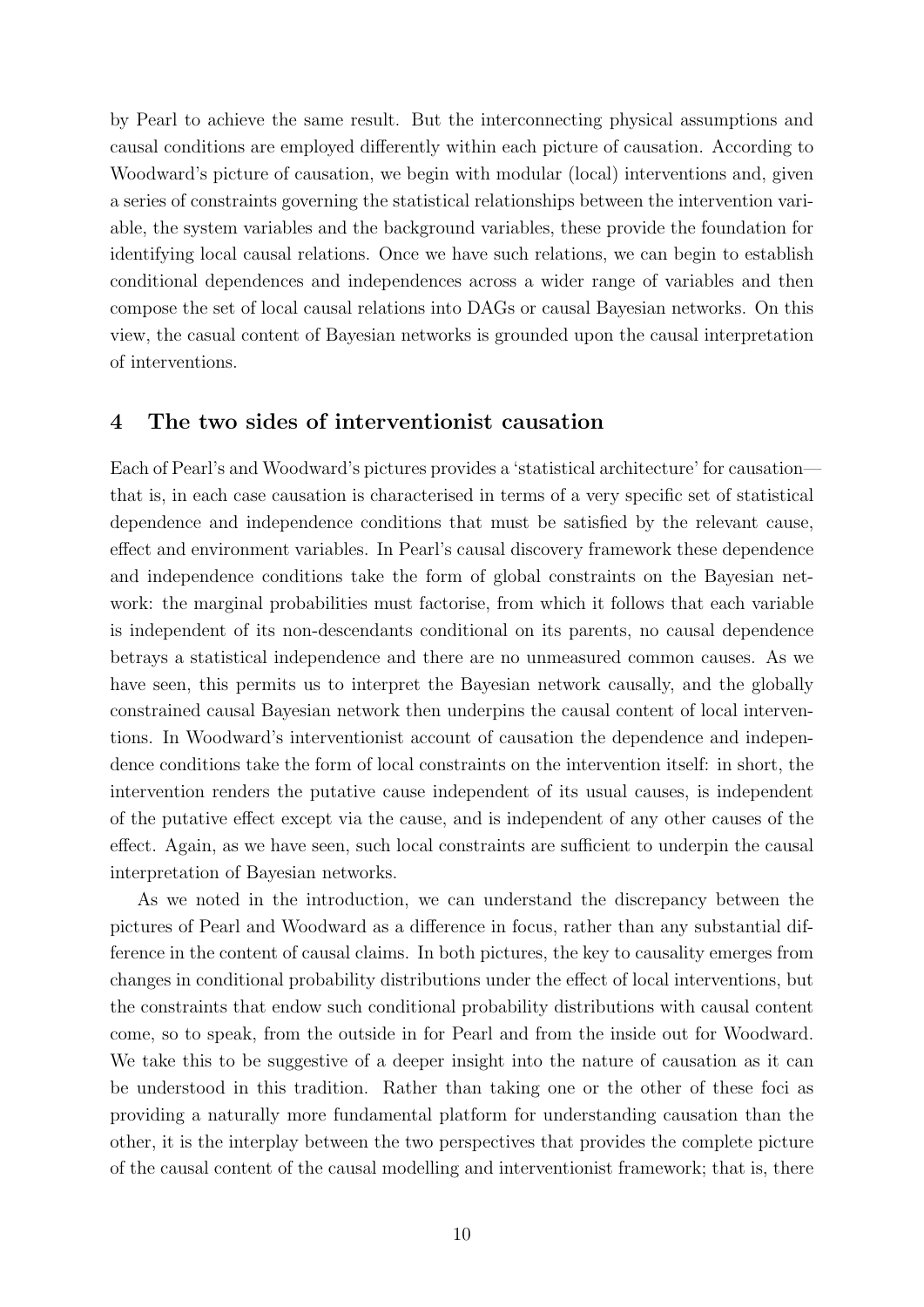by Pearl to achieve the same result. But the interconnecting physical assumptions and causal conditions are employed differently within each picture of causation. According to Woodward's picture of causation, we begin with modular (local) interventions and, given a series of constraints governing the statistical relationships between the intervention variable, the system variables and the background variables, these provide the foundation for identifying local causal relations. Once we have such relations, we can begin to establish conditional dependences and independences across a wider range of variables and then compose the set of local causal relations into DAGs or causal Bayesian networks. On this view, the casual content of Bayesian networks is grounded upon the causal interpretation of interventions.

## 4 The two sides of interventionist causation

Each of Pearl's and Woodward's pictures provides a 'statistical architecture' for causation—that is, in each case causation is characterised in terms of a very specific set of statistical dependence and independence conditions that must be satisfied by the relevant cause, effect and environment variables. In Pearl's causal discovery framework these dependence and independence conditions take the form of global constraints on the Bayesian network: the marginal probabilities must factorise, from which it follows that each variable is independent of its non-descendants conditional on its parents, no causal dependence betrays a statistical independence and there are no unmeasured common causes. As we have seen, this permits us to interpret the Bayesian network causally, and the globally constrained causal Bayesian network then underpins the causal content of local interventions. In Woodward's interventionist account of causation the dependence and independence conditions take the form of local constraints on the intervention itself: in short, the intervention renders the putative cause independent of its usual causes, is independent of the putative effect except via the cause, and is independent of any other causes of the effect. Again, as we have seen, such local constraints are sufficient to underpin the causal interpretation of Bayesian networks.

As we noted in the introduction, we can understand the discrepancy between the pictures of Pearl and Woodward as a difference in focus, rather than any substantial difference in the content of causal claims. In both pictures, the key to causality emerges from changes in conditional probability distributions under the effect of local interventions, but the constraints that endow such conditional probability distributions with causal content come, so to speak, from the outside in for Pearl and from the inside out for Woodward. We take this to be suggestive of a deeper insight into the nature of causation as it can be understood in this tradition. Rather than taking one or the other of these foci as providing a naturally more fundamental platform for understanding causation than the other, it is the interplay between the two perspectives that provides the complete picture of the causal content of the causal modelling and interventionist framework; that is, there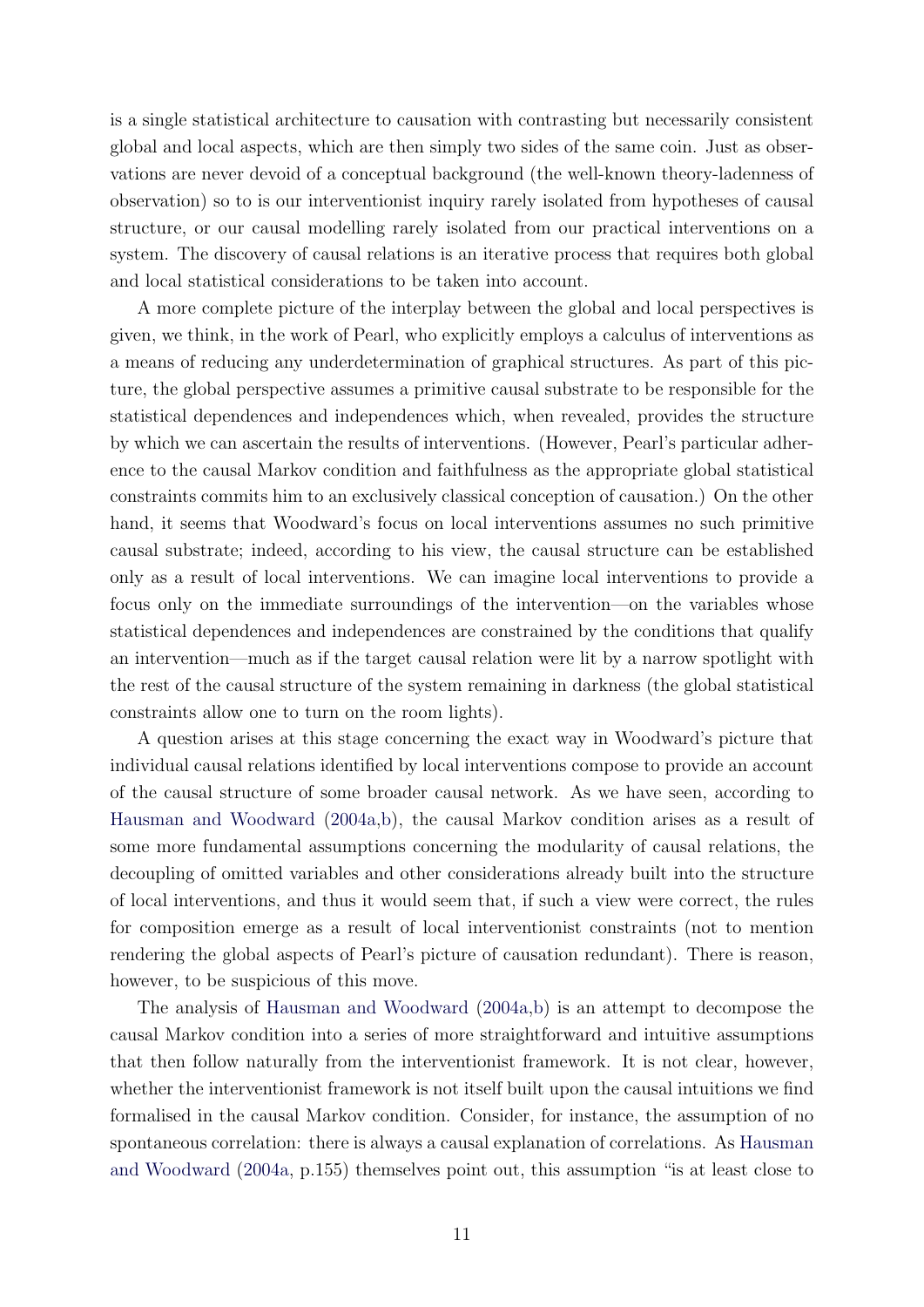is a single statistical architecture to causation with contrasting but necessarily consistent global and local aspects, which are then simply two sides of the same coin. Just as observations are never devoid of a conceptual background (the well-known theory-ladenness of observation) so to is our interventionist inquiry rarely isolated from hypotheses of causal structure, or our causal modelling rarely isolated from our practical interventions on a system. The discovery of causal relations is an iterative process that requires both global and local statistical considerations to be taken into account.

A more complete picture of the interplay between the global and local perspectives is given, we think, in the work of Pearl, who explicitly employs a calculus of interventions as a means of reducing any underdetermination of graphical structures. As part of this picture, the global perspective assumes a primitive causal substrate to be responsible for the statistical dependences and independences which, when revealed, provides the structure by which we can ascertain the results of interventions. (However, Pearl's particular adherence to the causal Markov condition and faithfulness as the appropriate global statistical constraints commits him to an exclusively classical conception of causation.) On the other hand, it seems that Woodward's focus on local interventions assumes no such primitive causal substrate; indeed, according to his view, the causal structure can be established only as a result of local interventions. We can imagine local interventions to provide a focus only on the immediate surroundings of the intervention—on the variables whose statistical dependences and independences are constrained by the conditions that qualify an intervention—much as if the target causal relation were lit by a narrow spotlight with the rest of the causal structure of the system remaining in darkness (the global statistical constraints allow one to turn on the room lights).

A question arises at this stage concerning the exact way in Woodward's picture that individual causal relations identified by local interventions compose to provide an account of the causal structure of some broader causal network. As we have seen, according to Hausman and Woodward (2004a,b), the causal Markov condition arises as a result of some more fundamental assumptions concerning the modularity of causal relations, the decoupling of omitted variables and other considerations already built into the structure of local interventions, and thus it would seem that, if such a view were correct, the rules for composition emerge as a result of local interventionist constraints (not to mention rendering the global aspects of Pearl's picture of causation redundant). There is reason, however, to be suspicious of this move.

The analysis of Hausman and Woodward (2004a,b) is an attempt to decompose the causal Markov condition into a series of more straightforward and intuitive assumptions that then follow naturally from the interventionist framework. It is not clear, however, whether the interventionist framework is not itself built upon the causal intuitions we find formalised in the causal Markov condition. Consider, for instance, the assumption of no spontaneous correlation: there is always a causal explanation of correlations. As Hausman and Woodward (2004a, p.155) themselves point out, this assumption "is at least close to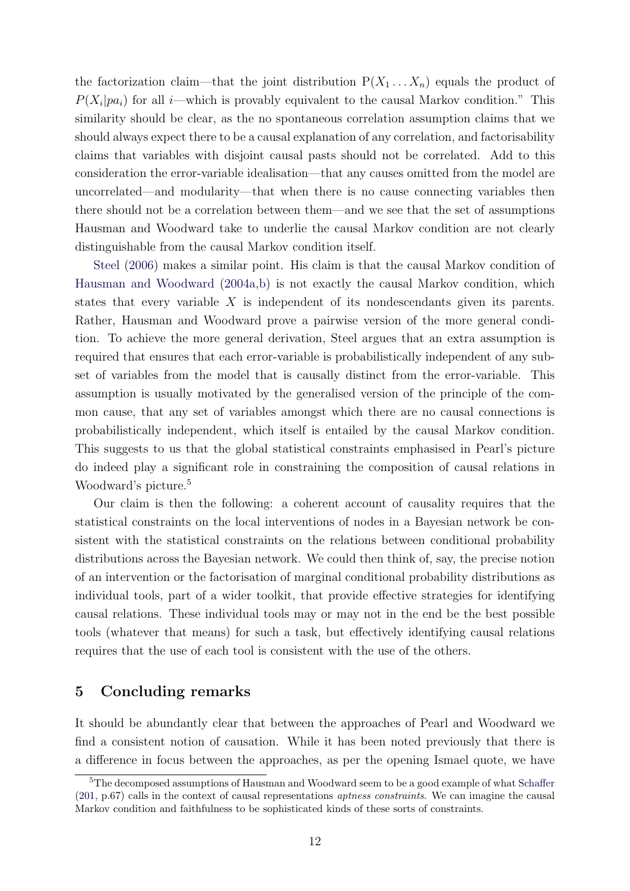the factorization claim—that the joint distribution $\mathrm{P}(X_1 \ldots X_n)$ equals the product of $P(X_i|pa_i)$ for all $i$—which is provably equivalent to the causal Markov condition." This similarity should be clear, as the no spontaneous correlation assumption claims that we should always expect there to be a causal explanation of any correlation, and factorisability claims that variables with disjoint causal pasts should not be correlated. Add to this consideration the error-variable idealisation—that any causes omitted from the model are uncorrelated—and modularity—that when there is no cause connecting variables then there should not be a correlation between them—and we see that the set of assumptions Hausman and Woodward take to underlie the causal Markov condition are not clearly distinguishable from the causal Markov condition itself.

Steel (2006) makes a similar point. His claim is that the causal Markov condition of Hausman and Woodward (2004a,b) is not exactly the causal Markov condition, which states that every variable $X$ is independent of its nondescendants given its parents. Rather, Hausman and Woodward prove a pairwise version of the more general condition. To achieve the more general derivation, Steel argues that an extra assumption is required that ensures that each error-variable is probabilistically independent of any subset of variables from the model that is causally distinct from the error-variable. This assumption is usually motivated by the generalised version of the principle of the common cause, that any set of variables amongst which there are no causal connections is probabilistically independent, which itself is entailed by the causal Markov condition. This suggests to us that the global statistical constraints emphasised in Pearl's picture do indeed play a significant role in constraining the composition of causal relations in Woodward's picture.[5]

Our claim is then the following: a coherent account of causality requires that the statistical constraints on the local interventions of nodes in a Bayesian network be consistent with the statistical constraints on the relations between conditional probability distributions across the Bayesian network. We could then think of, say, the precise notion of an intervention or the factorisation of marginal conditional probability distributions as individual tools, part of a wider toolkit, that provide effective strategies for identifying causal relations. These individual tools may or may not in the end be the best possible tools (whatever that means) for such a task, but effectively identifying causal relations requires that the use of each tool is consistent with the use of the others.

## 5 Concluding remarks

It should be abundantly clear that between the approaches of Pearl and Woodward we find a consistent notion of causation. While it has been noted previously that there is a difference in focus between the approaches, as per the opening Ismael quote, we have

[5] The decomposed assumptions of Hausman and Woodward seem to be a good example of what Schaffer (201, p.67) calls in the context of causal representations *aptness constraints*. We can imagine the causal Markov condition and faithfulness to be sophisticated kinds of these sorts of constraints.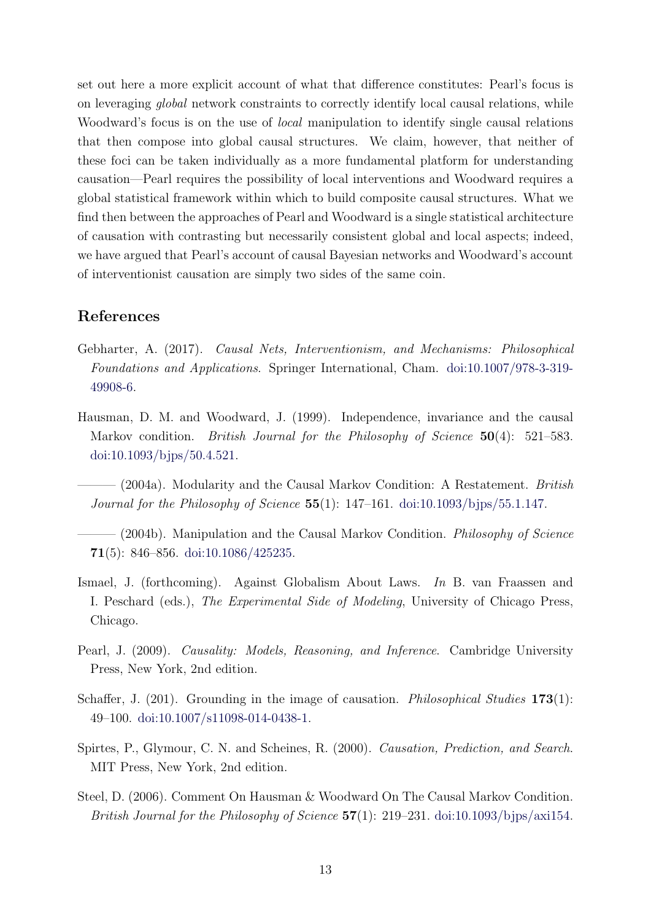set out here a more explicit account of what that difference constitutes: Pearl's focus is on leveraging *global* network constraints to correctly identify local causal relations, while Woodward's focus is on the use of *local* manipulation to identify single causal relations that then compose into global causal structures. We claim, however, that neither of these foci can be taken individually as a more fundamental platform for understanding causation—Pearl requires the possibility of local interventions and Woodward requires a global statistical framework within which to build composite causal structures. What we find then between the approaches of Pearl and Woodward is a single statistical architecture of causation with contrasting but necessarily consistent global and local aspects; indeed, we have argued that Pearl's account of causal Bayesian networks and Woodward's account of interventionist causation are simply two sides of the same coin.

## References

Gebharter, A. (2017). *Causal Nets, Interventionism, and Mechanisms: Philosophical Foundations and Applications*. Springer International, Cham. doi:10.1007/978-3-319-49908-6.

Hausman, D. M. and Woodward, J. (1999). Independence, invariance and the causal Markov condition. *British Journal for the Philosophy of Science* **50**(4): 521–583. doi:10.1093/bjps/50.4.521.

——— (2004a). Modularity and the Causal Markov Condition: A Restatement. *British Journal for the Philosophy of Science* **55**(1): 147–161. doi:10.1093/bjps/55.1.147.

——— (2004b). Manipulation and the Causal Markov Condition. *Philosophy of Science* **71**(5): 846–856. doi:10.1086/425235.

Ismael, J. (forthcoming). Against Globalism About Laws. *In* B. van Fraassen and I. Peschard (eds.), *The Experimental Side of Modeling*, University of Chicago Press, Chicago.

Pearl, J. (2009). *Causality: Models, Reasoning, and Inference*. Cambridge University Press, New York, 2nd edition.

Schaffer, J. (201). Grounding in the image of causation. *Philosophical Studies* **173**(1): 49–100. doi:10.1007/s11098-014-0438-1.

Spirtes, P., Glymour, C. N. and Scheines, R. (2000). *Causation, Prediction, and Search*. MIT Press, New York, 2nd edition.

Steel, D. (2006). Comment On Hausman & Woodward On The Causal Markov Condition. *British Journal for the Philosophy of Science* **57**(1): 219–231. doi:10.1093/bjps/axi154.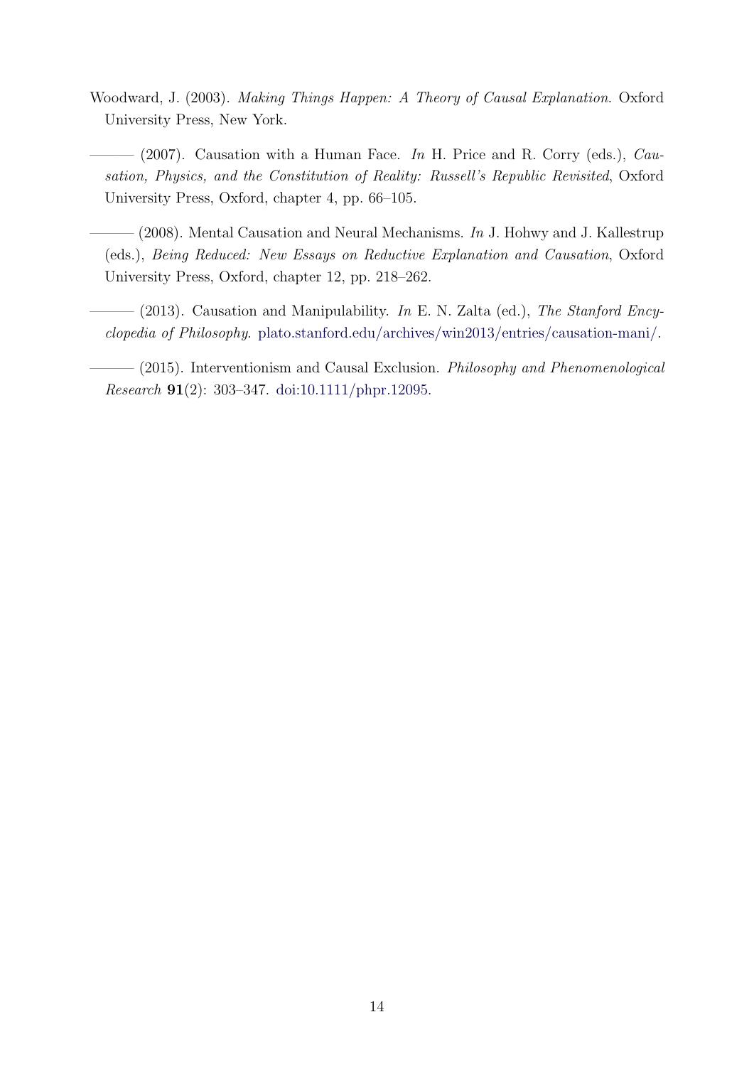Woodward, J. (2003). *Making Things Happen: A Theory of Causal Explanation*. Oxford University Press, New York.

——— (2007). Causation with a Human Face. *In* H. Price and R. Corry (eds.), *Causation, Physics, and the Constitution of Reality: Russell's Republic Revisited*, Oxford University Press, Oxford, chapter 4, pp. 66–105.

——— (2008). Mental Causation and Neural Mechanisms. *In* J. Hohwy and J. Kallestrup (eds.), *Being Reduced: New Essays on Reductive Explanation and Causation*, Oxford University Press, Oxford, chapter 12, pp. 218–262.

——— (2013). Causation and Manipulability. *In* E. N. Zalta (ed.), *The Stanford Encyclopedia of Philosophy*. plato.stanford.edu/archives/win2013/entries/causation-mani/.

——— (2015). Interventionism and Causal Exclusion. *Philosophy and Phenomenological Research* **91**(2): 303–347. doi:10.1111/phpr.12095.